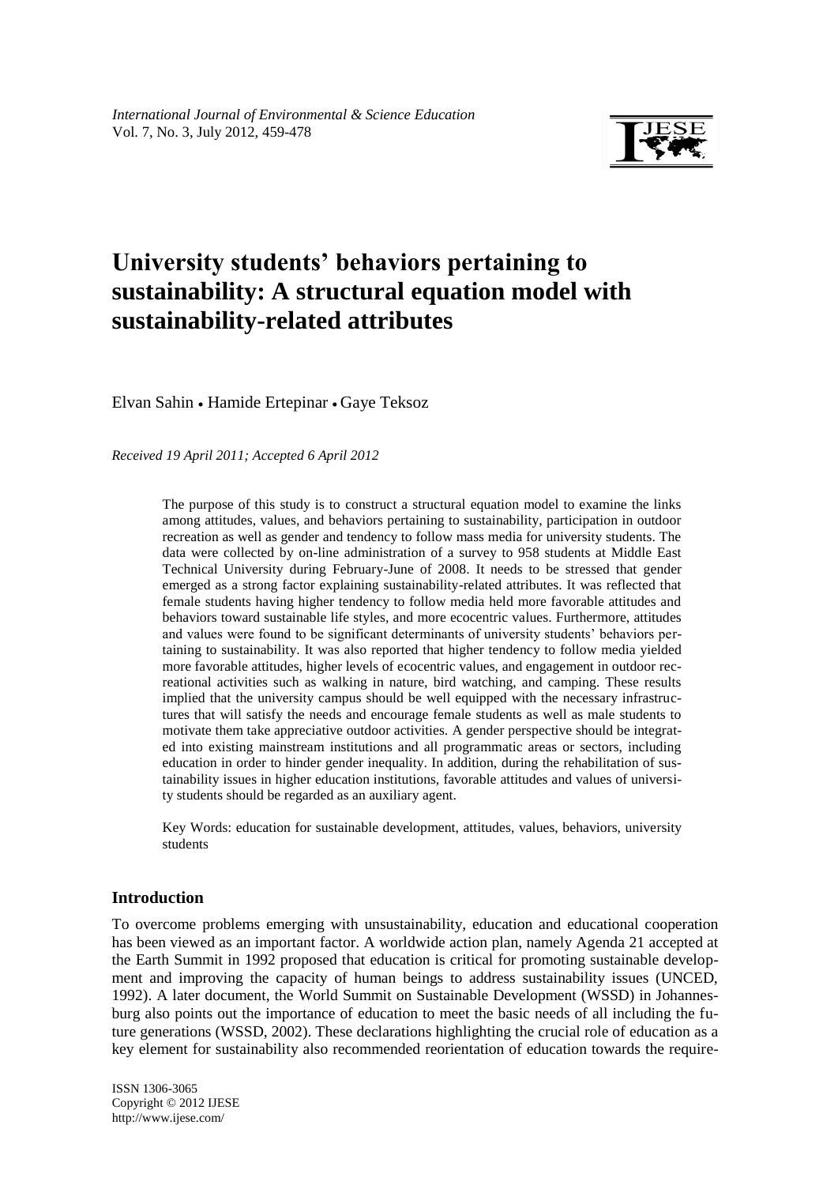# University students' behaviors pertaining to sustainability: A structural equation model with sustainability-related attributes

Elvan Sahin • Hamide Ertepinar • Gaye Teksoz

*Received 19 April 2011; Accepted 6 April 2012*

The purpose of this study is to construct a structural equation model to examine the links among attitudes, values, and behaviors pertaining to sustainability, participation in outdoor recreation as well as gender and tendency to follow mass media for university students. The data were collected by on-line administration of a survey to 958 students at Middle East Technical University during February-June of 2008. It needs to be stressed that gender emerged as a strong factor explaining sustainability-related attributes. It was reflected that female students having higher tendency to follow media held more favorable attitudes and behaviors toward sustainable life styles, and more ecocentric values. Furthermore, attitudes and values were found to be significant determinants of university students' behaviors pertaining to sustainability. It was also reported that higher tendency to follow media yielded more favorable attitudes, higher levels of ecocentric values, and engagement in outdoor recreational activities such as walking in nature, bird watching, and camping. These results implied that the university campus should be well equipped with the necessary infrastructures that will satisfy the needs and encourage female students as well as male students to motivate them take appreciative outdoor activities. A gender perspective should be integrated into existing mainstream institutions and all programmatic areas or sectors, including education in order to hinder gender inequality. In addition, during the rehabilitation of sustainability issues in higher education institutions, favorable attitudes and values of university students should be regarded as an auxiliary agent.

Key Words: education for sustainable development, attitudes, values, behaviors, university students

## Introduction

To overcome problems emerging with unsustainability, education and educational cooperation has been viewed as an important factor. A worldwide action plan, namely Agenda 21 accepted at the Earth Summit in 1992 proposed that education is critical for promoting sustainable development and improving the capacity of human beings to address sustainability issues (UNCED, 1992). A later document, the World Summit on Sustainable Development (WSSD) in Johannesburg also points out the importance of education to meet the basic needs of all including the future generations (WSSD, 2002). These declarations highlighting the crucial role of education as a key element for sustainability also recommended reorientation of education towards the require-

ISSN 1306-3065
Copyright © 2012 IJESE
http://www.ijese.com/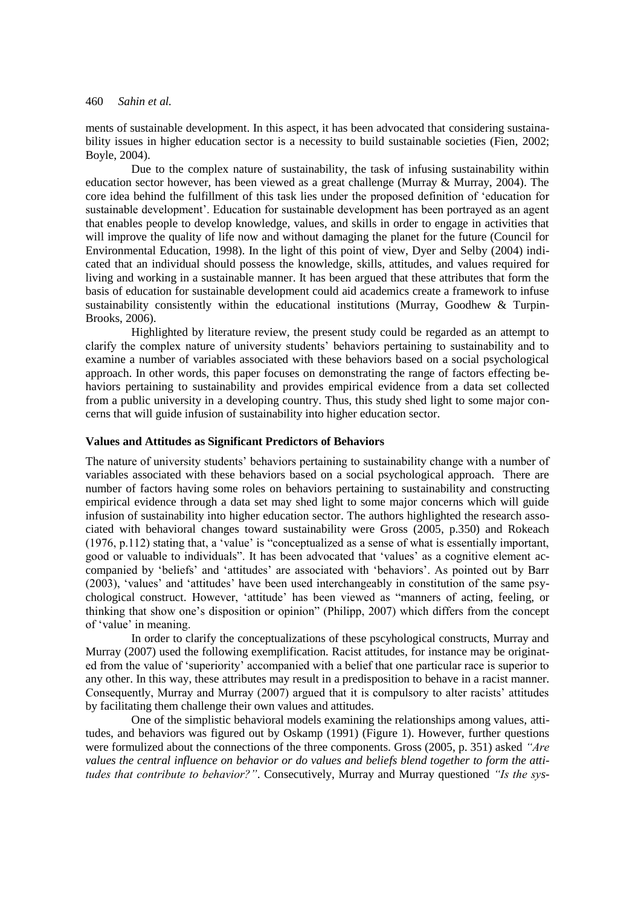ments of sustainable development. In this aspect, it has been advocated that considering sustainability issues in higher education sector is a necessity to build sustainable societies (Fien, 2002; Boyle, 2004).

Due to the complex nature of sustainability, the task of infusing sustainability within education sector however, has been viewed as a great challenge (Murray & Murray, 2004). The core idea behind the fulfillment of this task lies under the proposed definition of 'education for sustainable development'. Education for sustainable development has been portrayed as an agent that enables people to develop knowledge, values, and skills in order to engage in activities that will improve the quality of life now and without damaging the planet for the future (Council for Environmental Education, 1998). In the light of this point of view, Dyer and Selby (2004) indicated that an individual should possess the knowledge, skills, attitudes, and values required for living and working in a sustainable manner. It has been argued that these attributes that form the basis of education for sustainable development could aid academics create a framework to infuse sustainability consistently within the educational institutions (Murray, Goodhew & Turpin-Brooks, 2006).

Highlighted by literature review, the present study could be regarded as an attempt to clarify the complex nature of university students' behaviors pertaining to sustainability and to examine a number of variables associated with these behaviors based on a social psychological approach. In other words, this paper focuses on demonstrating the range of factors effecting behaviors pertaining to sustainability and provides empirical evidence from a data set collected from a public university in a developing country. Thus, this study shed light to some major concerns that will guide infusion of sustainability into higher education sector.

## Values and Attitudes as Significant Predictors of Behaviors

The nature of university students' behaviors pertaining to sustainability change with a number of variables associated with these behaviors based on a social psychological approach. There are number of factors having some roles on behaviors pertaining to sustainability and constructing empirical evidence through a data set may shed light to some major concerns which will guide infusion of sustainability into higher education sector. The authors highlighted the research associated with behavioral changes toward sustainability were Gross (2005, p.350) and Rokeach (1976, p.112) stating that, a 'value' is "conceptualized as a sense of what is essentially important, good or valuable to individuals". It has been advocated that 'values' as a cognitive element accompanied by 'beliefs' and 'attitudes' are associated with 'behaviors'. As pointed out by Barr (2003), 'values' and 'attitudes' have been used interchangeably in constitution of the same psychological construct. However, 'attitude' has been viewed as "manners of acting, feeling, or thinking that show one's disposition or opinion" (Philipp, 2007) which differs from the concept of 'value' in meaning.

In order to clarify the conceptualizations of these pscyhological constructs, Murray and Murray (2007) used the following exemplification. Racist attitudes, for instance may be originated from the value of 'superiority' accompanied with a belief that one particular race is superior to any other. In this way, these attributes may result in a predisposition to behave in a racist manner. Consequently, Murray and Murray (2007) argued that it is compulsory to alter racists' attitudes by facilitating them challenge their own values and attitudes.

One of the simplistic behavioral models examining the relationships among values, attitudes, and behaviors was figured out by Oskamp (1991) (Figure 1). However, further questions were formulized about the connections of the three components. Gross (2005, p. 351) asked *"Are values the central influence on behavior or do values and beliefs blend together to form the attitudes that contribute to behavior?"*. Consecutively, Murray and Murray questioned *"Is the sys-*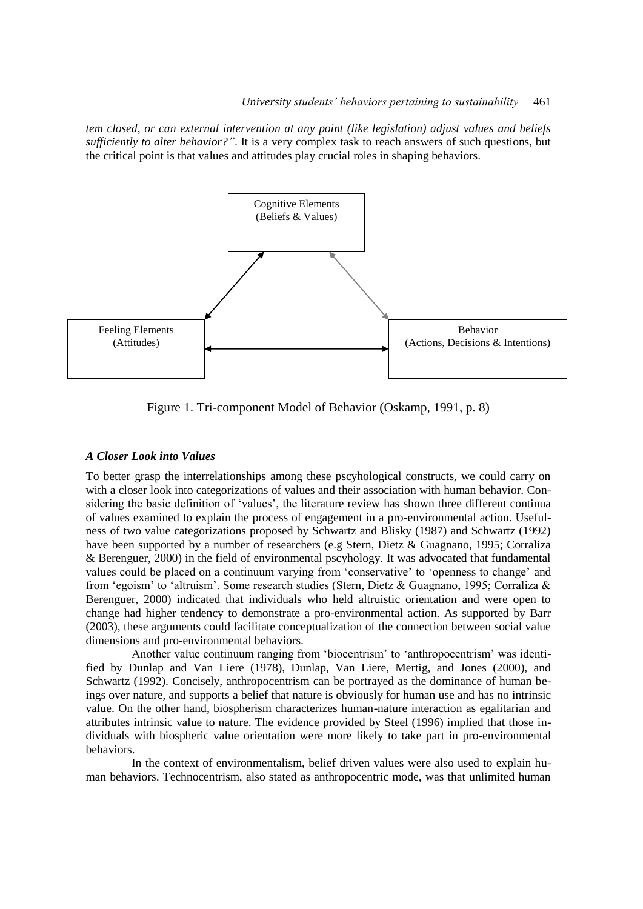*tem closed, or can external intervention at any point (like legislation) adjust values and beliefs sufficiently to alter behavior?"*. It is a very complex task to reach answers of such questions, but the critical point is that values and attitudes play crucial roles in shaping behaviors.

Cognitive Elements (Beliefs & Values)

Feeling Elements (Attitudes)

Behavior (Actions, Decisions & Intentions)

Figure 1. Tri-component Model of Behavior (Oskamp, 1991, p. 8)

### *A Closer Look into Values*

To better grasp the interrelationships among these pscyhological constructs, we could carry on with a closer look into categorizations of values and their association with human behavior. Considering the basic definition of 'values', the literature review has shown three different continua of values examined to explain the process of engagement in a pro-environmental action. Usefulness of two value categorizations proposed by Schwartz and Blisky (1987) and Schwartz (1992) have been supported by a number of researchers (e.g Stern, Dietz & Guagnano, 1995; Corraliza & Berenguer, 2000) in the field of environmental pscyhology. It was advocated that fundamental values could be placed on a continuum varying from 'conservative' to 'openness to change' and from 'egoism' to 'altruism'. Some research studies (Stern, Dietz & Guagnano, 1995; Corraliza & Berenguer, 2000) indicated that individuals who held altruistic orientation and were open to change had higher tendency to demonstrate a pro-environmental action. As supported by Barr (2003), these arguments could facilitate conceptualization of the connection between social value dimensions and pro-environmental behaviors.

Another value continuum ranging from 'biocentrism' to 'anthropocentrism' was identified by Dunlap and Van Liere (1978), Dunlap, Van Liere, Mertig, and Jones (2000), and Schwartz (1992). Concisely, anthropocentrism can be portrayed as the dominance of human beings over nature, and supports a belief that nature is obviously for human use and has no intrinsic value. On the other hand, biospherism characterizes human-nature interaction as egalitarian and attributes intrinsic value to nature. The evidence provided by Steel (1996) implied that those individuals with biospheric value orientation were more likely to take part in pro-environmental behaviors.

In the context of environmentalism, belief driven values were also used to explain human behaviors. Technocentrism, also stated as anthropocentric mode, was that unlimited human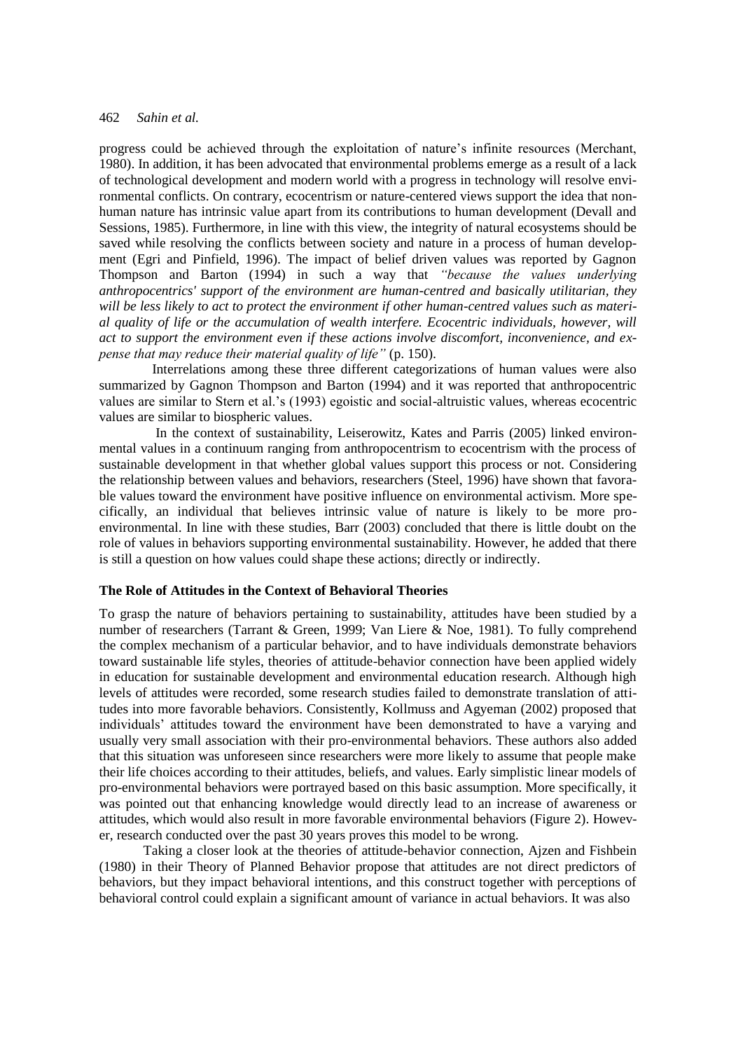progress could be achieved through the exploitation of nature's infinite resources (Merchant, 1980). In addition, it has been advocated that environmental problems emerge as a result of a lack of technological development and modern world with a progress in technology will resolve environmental conflicts. On contrary, ecocentrism or nature-centered views support the idea that non-human nature has intrinsic value apart from its contributions to human development (Devall and Sessions, 1985). Furthermore, in line with this view, the integrity of natural ecosystems should be saved while resolving the conflicts between society and nature in a process of human development (Egri and Pinfield, 1996). The impact of belief driven values was reported by Gagnon Thompson and Barton (1994) in such a way that *"because the values underlying anthropocentrics' support of the environment are human-centred and basically utilitarian, they will be less likely to act to protect the environment if other human-centred values such as material quality of life or the accumulation of wealth interfere. Ecocentric individuals, however, will act to support the environment even if these actions involve discomfort, inconvenience, and expense that may reduce their material quality of life"* (p. 150).

Interrelations among these three different categorizations of human values were also summarized by Gagnon Thompson and Barton (1994) and it was reported that anthropocentric values are similar to Stern et al.'s (1993) egoistic and social-altruistic values, whereas ecocentric values are similar to biospheric values.

In the context of sustainability, Leiserowitz, Kates and Parris (2005) linked environmental values in a continuum ranging from anthropocentrism to ecocentrism with the process of sustainable development in that whether global values support this process or not. Considering the relationship between values and behaviors, researchers (Steel, 1996) have shown that favorable values toward the environment have positive influence on environmental activism. More specifically, an individual that believes intrinsic value of nature is likely to be more pro-environmental. In line with these studies, Barr (2003) concluded that there is little doubt on the role of values in behaviors supporting environmental sustainability. However, he added that there is still a question on how values could shape these actions; directly or indirectly.

### The Role of Attitudes in the Context of Behavioral Theories

To grasp the nature of behaviors pertaining to sustainability, attitudes have been studied by a number of researchers (Tarrant & Green, 1999; Van Liere & Noe, 1981). To fully comprehend the complex mechanism of a particular behavior, and to have individuals demonstrate behaviors toward sustainable life styles, theories of attitude-behavior connection have been applied widely in education for sustainable development and environmental education research. Although high levels of attitudes were recorded, some research studies failed to demonstrate translation of attitudes into more favorable behaviors. Consistently, Kollmuss and Agyeman (2002) proposed that individuals' attitudes toward the environment have been demonstrated to have a varying and usually very small association with their pro-environmental behaviors. These authors also added that this situation was unforeseen since researchers were more likely to assume that people make their life choices according to their attitudes, beliefs, and values. Early simplistic linear models of pro-environmental behaviors were portrayed based on this basic assumption. More specifically, it was pointed out that enhancing knowledge would directly lead to an increase of awareness or attitudes, which would also result in more favorable environmental behaviors (Figure 2). However, research conducted over the past 30 years proves this model to be wrong.

Taking a closer look at the theories of attitude-behavior connection, Ajzen and Fishbein (1980) in their Theory of Planned Behavior propose that attitudes are not direct predictors of behaviors, but they impact behavioral intentions, and this construct together with perceptions of behavioral control could explain a significant amount of variance in actual behaviors. It was also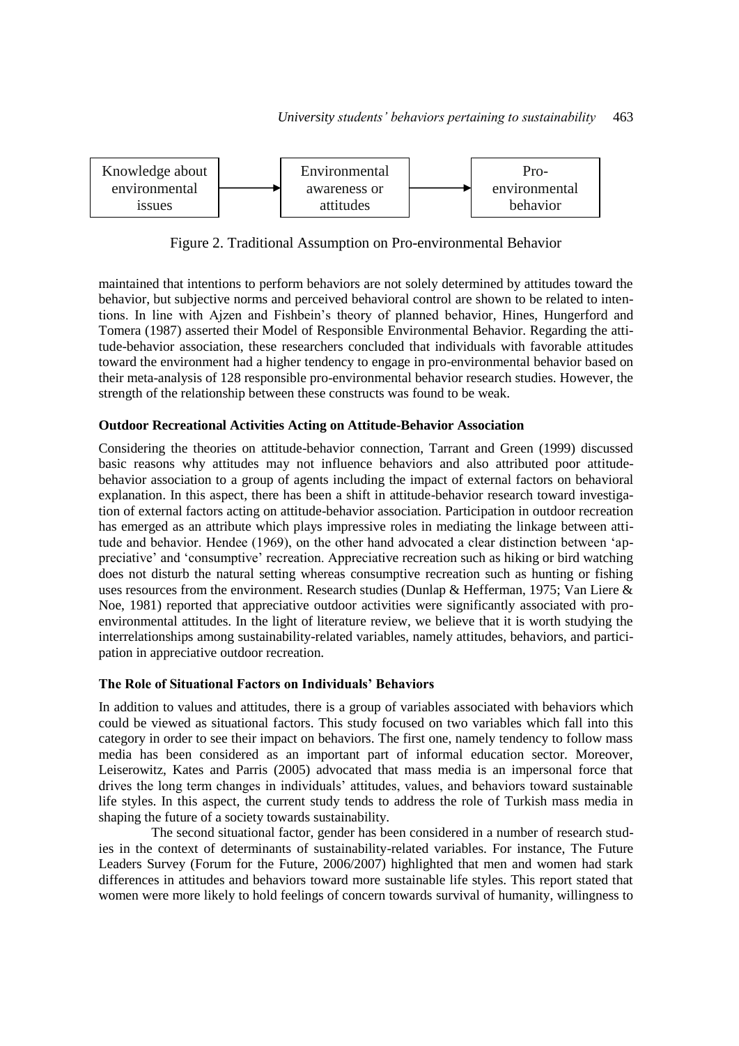Knowledge about environmental issues → Environmental awareness or attitudes → Pro-environmental behavior

Figure 2. Traditional Assumption on Pro-environmental Behavior

maintained that intentions to perform behaviors are not solely determined by attitudes toward the behavior, but subjective norms and perceived behavioral control are shown to be related to intentions. In line with Ajzen and Fishbein's theory of planned behavior, Hines, Hungerford and Tomera (1987) asserted their Model of Responsible Environmental Behavior. Regarding the attitude-behavior association, these researchers concluded that individuals with favorable attitudes toward the environment had a higher tendency to engage in pro-environmental behavior based on their meta-analysis of 128 responsible pro-environmental behavior research studies. However, the strength of the relationship between these constructs was found to be weak.

### Outdoor Recreational Activities Acting on Attitude-Behavior Association

Considering the theories on attitude-behavior connection, Tarrant and Green (1999) discussed basic reasons why attitudes may not influence behaviors and also attributed poor attitude-behavior association to a group of agents including the impact of external factors on behavioral explanation. In this aspect, there has been a shift in attitude-behavior research toward investigation of external factors acting on attitude-behavior association. Participation in outdoor recreation has emerged as an attribute which plays impressive roles in mediating the linkage between attitude and behavior. Hendee (1969), on the other hand advocated a clear distinction between 'appreciative' and 'consumptive' recreation. Appreciative recreation such as hiking or bird watching does not disturb the natural setting whereas consumptive recreation such as hunting or fishing uses resources from the environment. Research studies (Dunlap & Hefferman, 1975; Van Liere & Noe, 1981) reported that appreciative outdoor activities were significantly associated with pro-environmental attitudes. In the light of literature review, we believe that it is worth studying the interrelationships among sustainability-related variables, namely attitudes, behaviors, and participation in appreciative outdoor recreation.

### The Role of Situational Factors on Individuals' Behaviors

In addition to values and attitudes, there is a group of variables associated with behaviors which could be viewed as situational factors. This study focused on two variables which fall into this category in order to see their impact on behaviors. The first one, namely tendency to follow mass media has been considered as an important part of informal education sector. Moreover, Leiserowitz, Kates and Parris (2005) advocated that mass media is an impersonal force that drives the long term changes in individuals' attitudes, values, and behaviors toward sustainable life styles. In this aspect, the current study tends to address the role of Turkish mass media in shaping the future of a society towards sustainability.

The second situational factor, gender has been considered in a number of research studies in the context of determinants of sustainability-related variables. For instance, The Future Leaders Survey (Forum for the Future, 2006/2007) highlighted that men and women had stark differences in attitudes and behaviors toward more sustainable life styles. This report stated that women were more likely to hold feelings of concern towards survival of humanity, willingness to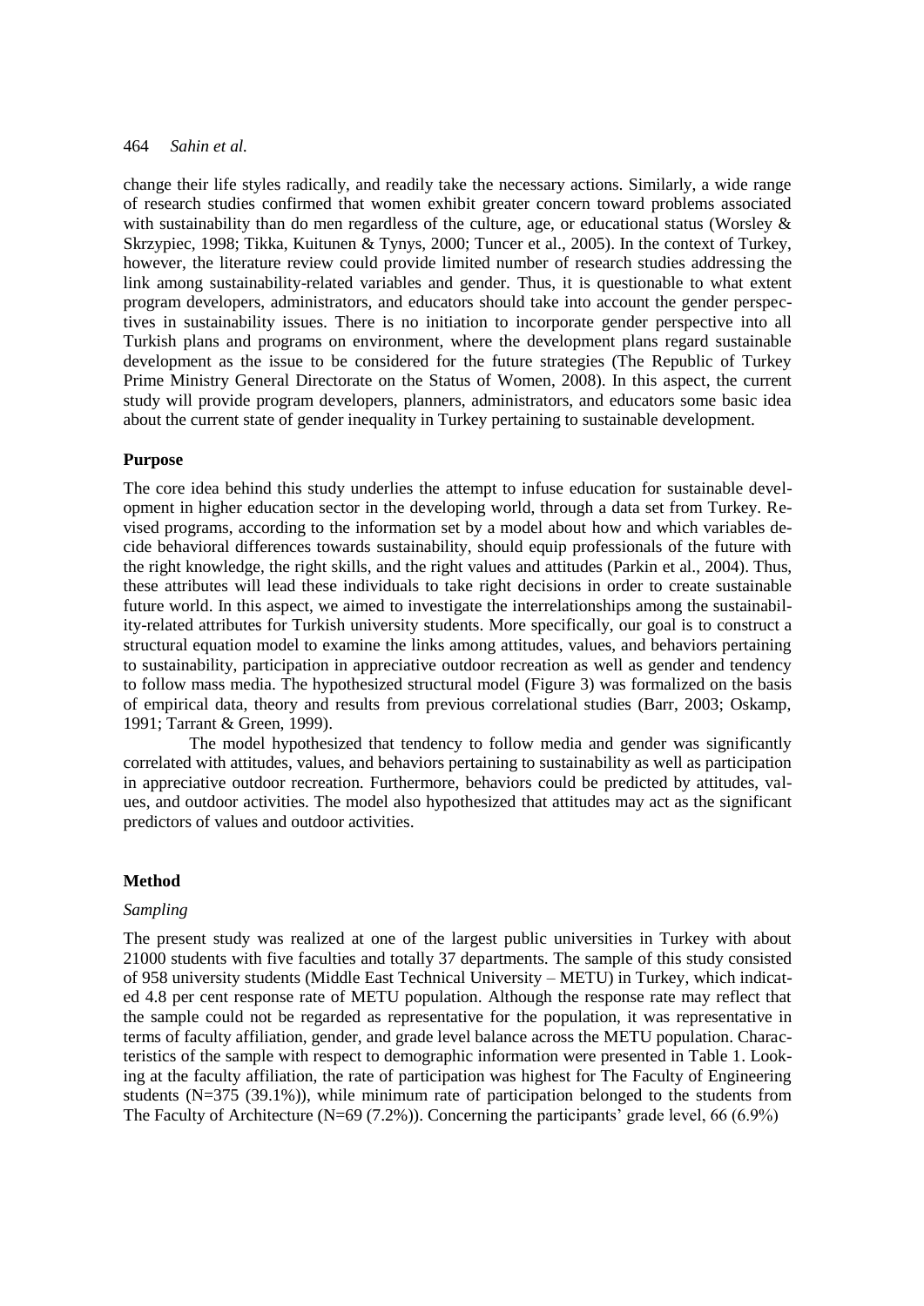change their life styles radically, and readily take the necessary actions. Similarly, a wide range of research studies confirmed that women exhibit greater concern toward problems associated with sustainability than do men regardless of the culture, age, or educational status (Worsley & Skrzypiec, 1998; Tikka, Kuitunen & Tynys, 2000; Tuncer et al., 2005). In the context of Turkey, however, the literature review could provide limited number of research studies addressing the link among sustainability-related variables and gender. Thus, it is questionable to what extent program developers, administrators, and educators should take into account the gender perspectives in sustainability issues. There is no initiation to incorporate gender perspective into all Turkish plans and programs on environment, where the development plans regard sustainable development as the issue to be considered for the future strategies (The Republic of Turkey Prime Ministry General Directorate on the Status of Women, 2008). In this aspect, the current study will provide program developers, planners, administrators, and educators some basic idea about the current state of gender inequality in Turkey pertaining to sustainable development.

## Purpose

The core idea behind this study underlies the attempt to infuse education for sustainable development in higher education sector in the developing world, through a data set from Turkey. Revised programs, according to the information set by a model about how and which variables decide behavioral differences towards sustainability, should equip professionals of the future with the right knowledge, the right skills, and the right values and attitudes (Parkin et al., 2004). Thus, these attributes will lead these individuals to take right decisions in order to create sustainable future world. In this aspect, we aimed to investigate the interrelationships among the sustainability-related attributes for Turkish university students. More specifically, our goal is to construct a structural equation model to examine the links among attitudes, values, and behaviors pertaining to sustainability, participation in appreciative outdoor recreation as well as gender and tendency to follow mass media. The hypothesized structural model (Figure 3) was formalized on the basis of empirical data, theory and results from previous correlational studies (Barr, 2003; Oskamp, 1991; Tarrant & Green, 1999).

The model hypothesized that tendency to follow media and gender was significantly correlated with attitudes, values, and behaviors pertaining to sustainability as well as participation in appreciative outdoor recreation. Furthermore, behaviors could be predicted by attitudes, values, and outdoor activities. The model also hypothesized that attitudes may act as the significant predictors of values and outdoor activities.

## Method

### *Sampling*

The present study was realized at one of the largest public universities in Turkey with about 21000 students with five faculties and totally 37 departments. The sample of this study consisted of 958 university students (Middle East Technical University – METU) in Turkey, which indicated 4.8 per cent response rate of METU population. Although the response rate may reflect that the sample could not be regarded as representative for the population, it was representative in terms of faculty affiliation, gender, and grade level balance across the METU population. Characteristics of the sample with respect to demographic information were presented in Table 1. Looking at the faculty affiliation, the rate of participation was highest for The Faculty of Engineering students (N=375 (39.1%)), while minimum rate of participation belonged to the students from The Faculty of Architecture (N=69 (7.2%)). Concerning the participants' grade level, 66 (6.9%)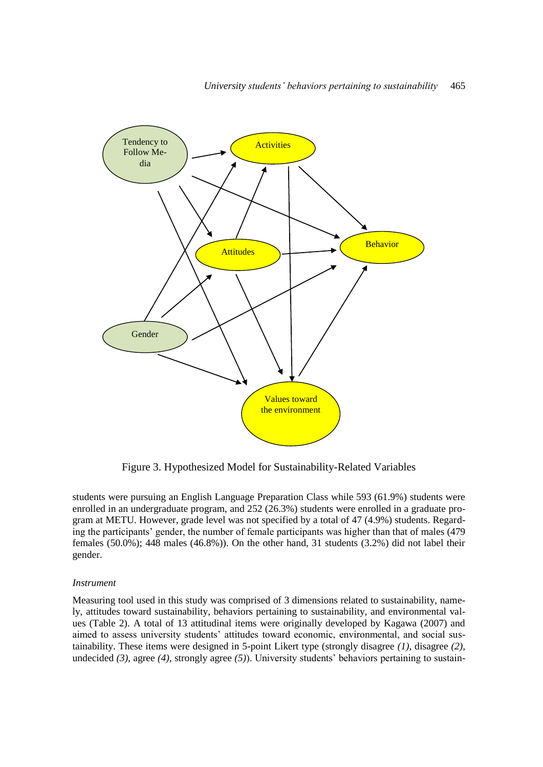Figure 3. Hypothesized Model for Sustainability-Related Variables

students were pursuing an English Language Preparation Class while 593 (61.9%) students were enrolled in an undergraduate program, and 252 (26.3%) students were enrolled in a graduate program at METU. However, grade level was not specified by a total of 47 (4.9%) students. Regarding the participants' gender, the number of female participants was higher than that of males (479 females (50.0%); 448 males (46.8%)). On the other hand, 31 students (3.2%) did not label their gender.

### *Instrument*

Measuring tool used in this study was comprised of 3 dimensions related to sustainability, namely, attitudes toward sustainability, behaviors pertaining to sustainability, and environmental values (Table 2). A total of 13 attitudinal items were originally developed by Kagawa (2007) and aimed to assess university students' attitudes toward economic, environmental, and social sustainability. These items were designed in 5-point Likert type (strongly disagree *(1)*, disagree *(2)*, undecided *(3)*, agree *(4)*, strongly agree *(5)*). University students' behaviors pertaining to sustain-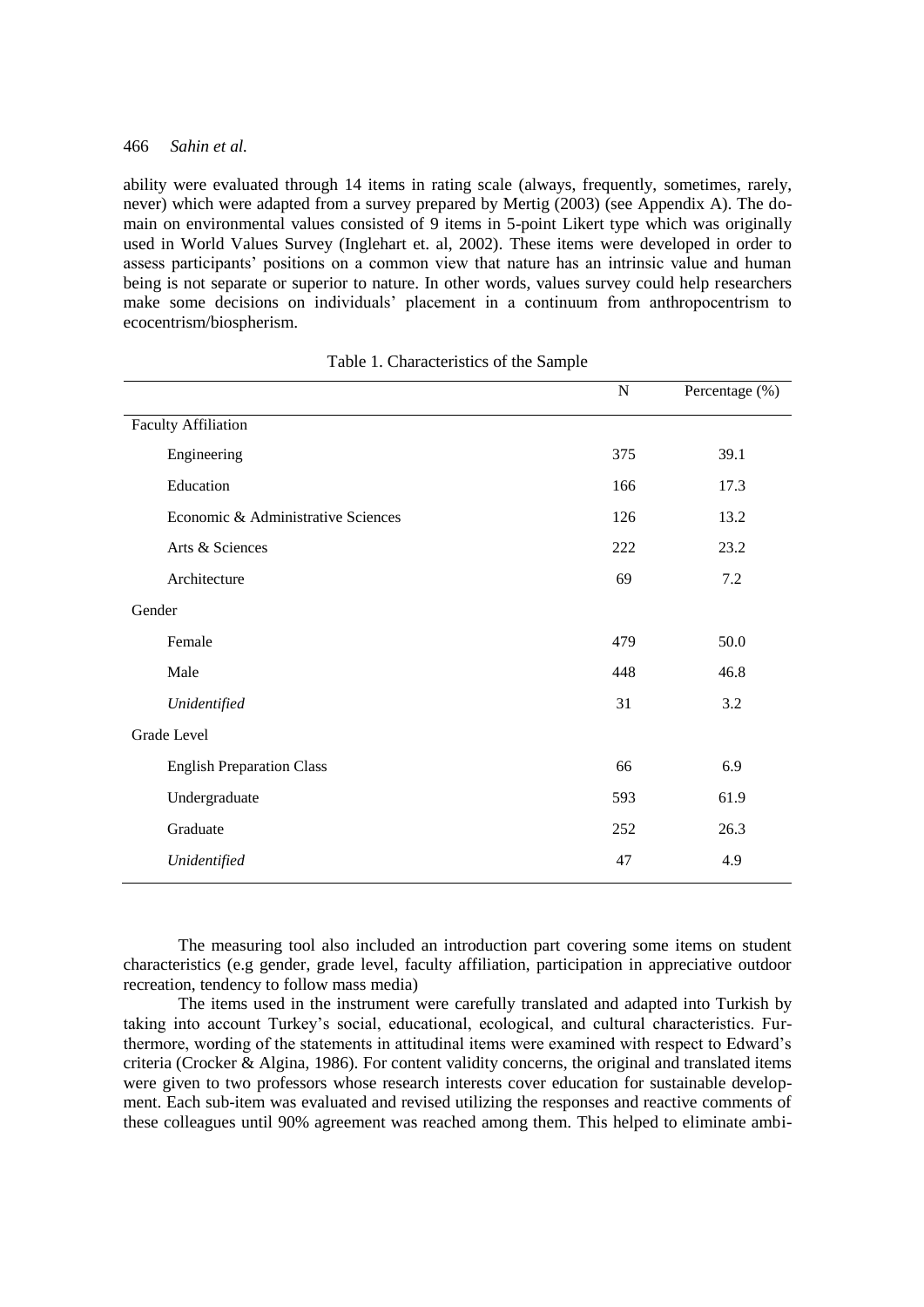ability were evaluated through 14 items in rating scale (always, frequently, sometimes, rarely, never) which were adapted from a survey prepared by Mertig (2003) (see Appendix A). The domain on environmental values consisted of 9 items in 5-point Likert type which was originally used in World Values Survey (Inglehart et. al, 2002). These items were developed in order to assess participants' positions on a common view that nature has an intrinsic value and human being is not separate or superior to nature. In other words, values survey could help researchers make some decisions on individuals' placement in a continuum from anthropocentrism to ecocentrism/biospherism.

Table 1. Characteristics of the Sample

| | N | Percentage (%) |
|---|---|---|
| Faculty Affiliation | | |
| Engineering | 375 | 39.1 |
| Education | 166 | 17.3 |
| Economic & Administrative Sciences | 126 | 13.2 |
| Arts & Sciences | 222 | 23.2 |
| Architecture | 69 | 7.2 |
| Gender | | |
| Female | 479 | 50.0 |
| Male | 448 | 46.8 |
| *Unidentified* | 31 | 3.2 |
| Grade Level | | |
| English Preparation Class | 66 | 6.9 |
| Undergraduate | 593 | 61.9 |
| Graduate | 252 | 26.3 |
| *Unidentified* | 47 | 4.9 |

The measuring tool also included an introduction part covering some items on student characteristics (e.g gender, grade level, faculty affiliation, participation in appreciative outdoor recreation, tendency to follow mass media)

The items used in the instrument were carefully translated and adapted into Turkish by taking into account Turkey's social, educational, ecological, and cultural characteristics. Furthermore, wording of the statements in attitudinal items were examined with respect to Edward's criteria (Crocker & Algina, 1986). For content validity concerns, the original and translated items were given to two professors whose research interests cover education for sustainable development. Each sub-item was evaluated and revised utilizing the responses and reactive comments of these colleagues until 90% agreement was reached among them. This helped to eliminate ambi-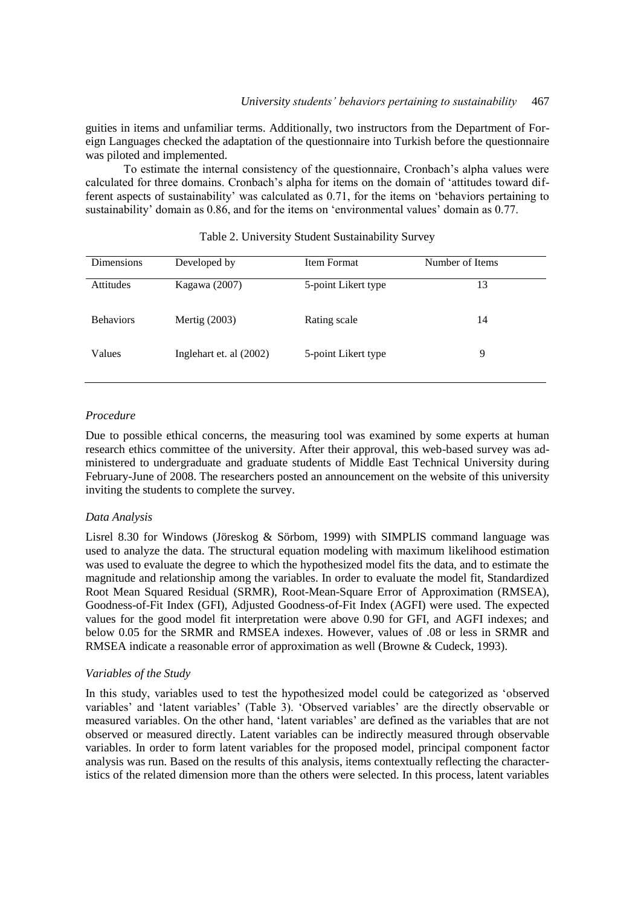guities in items and unfamiliar terms. Additionally, two instructors from the Department of Foreign Languages checked the adaptation of the questionnaire into Turkish before the questionnaire was piloted and implemented.

To estimate the internal consistency of the questionnaire, Cronbach's alpha values were calculated for three domains. Cronbach's alpha for items on the domain of 'attitudes toward different aspects of sustainability' was calculated as 0.71, for the items on 'behaviors pertaining to sustainability' domain as 0.86, and for the items on 'environmental values' domain as 0.77.

Table 2. University Student Sustainability Survey

| Dimensions | Developed by | Item Format | Number of Items |
|---|---|---|---|
| Attitudes | Kagawa (2007) | 5-point Likert type | 13 |
| Behaviors | Mertig (2003) | Rating scale | 14 |
| Values | Inglehart et. al (2002) | 5-point Likert type | 9 |

*Procedure*

Due to possible ethical concerns, the measuring tool was examined by some experts at human research ethics committee of the university. After their approval, this web-based survey was administered to undergraduate and graduate students of Middle East Technical University during February-June of 2008. The researchers posted an announcement on the website of this university inviting the students to complete the survey.

*Data Analysis*

Lisrel 8.30 for Windows (Jöreskog & Sörbom, 1999) with SIMPLIS command language was used to analyze the data. The structural equation modeling with maximum likelihood estimation was used to evaluate the degree to which the hypothesized model fits the data, and to estimate the magnitude and relationship among the variables. In order to evaluate the model fit, Standardized Root Mean Squared Residual (SRMR), Root-Mean-Square Error of Approximation (RMSEA), Goodness-of-Fit Index (GFI), Adjusted Goodness-of-Fit Index (AGFI) were used. The expected values for the good model fit interpretation were above 0.90 for GFI, and AGFI indexes; and below 0.05 for the SRMR and RMSEA indexes. However, values of .08 or less in SRMR and RMSEA indicate a reasonable error of approximation as well (Browne & Cudeck, 1993).

*Variables of the Study*

In this study, variables used to test the hypothesized model could be categorized as 'observed variables' and 'latent variables' (Table 3). 'Observed variables' are the directly observable or measured variables. On the other hand, 'latent variables' are defined as the variables that are not observed or measured directly. Latent variables can be indirectly measured through observable variables. In order to form latent variables for the proposed model, principal component factor analysis was run. Based on the results of this analysis, items contextually reflecting the characteristics of the related dimension more than the others were selected. In this process, latent variables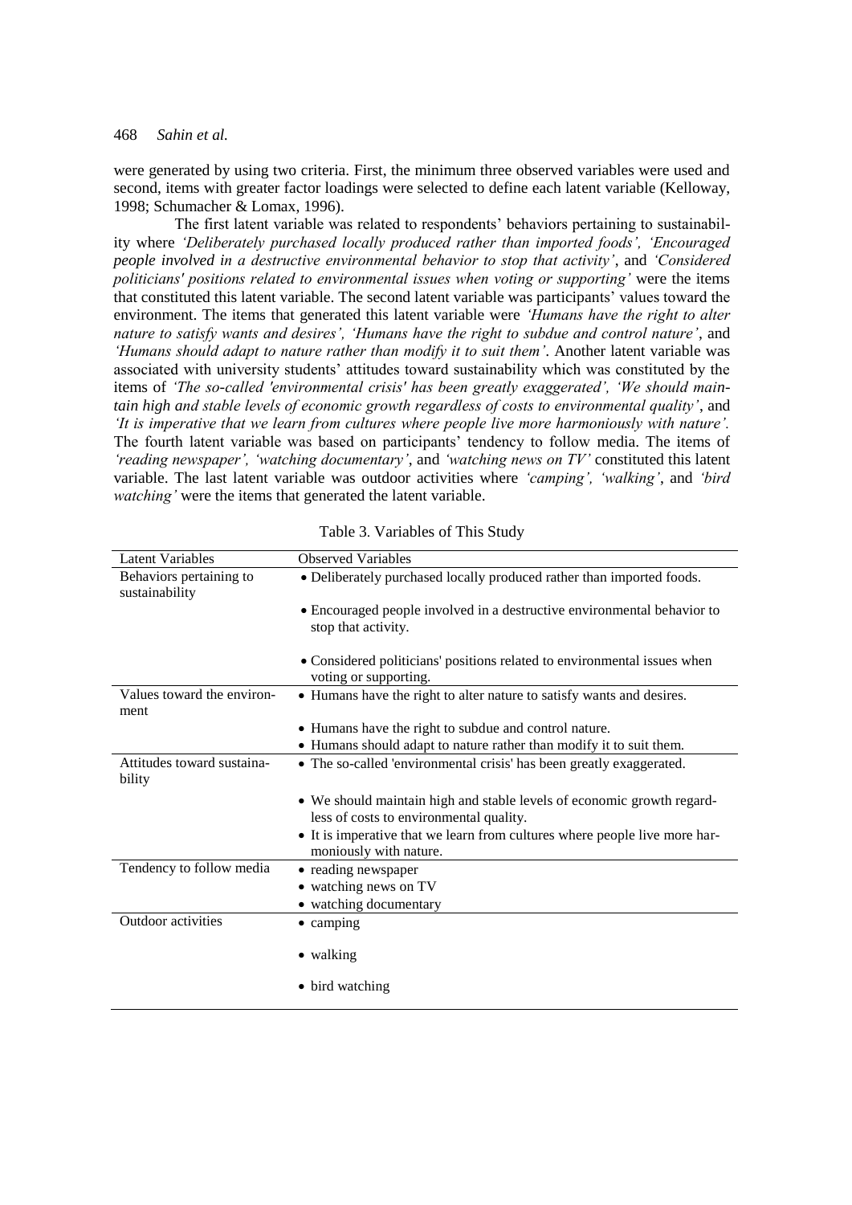were generated by using two criteria. First, the minimum three observed variables were used and second, items with greater factor loadings were selected to define each latent variable (Kelloway, 1998; Schumacher & Lomax, 1996).

The first latent variable was related to respondents' behaviors pertaining to sustainability where *'Deliberately purchased locally produced rather than imported foods', 'Encouraged people involved in a destructive environmental behavior to stop that activity'*, and *'Considered politicians' positions related to environmental issues when voting or supporting'* were the items that constituted this latent variable. The second latent variable was participants' values toward the environment. The items that generated this latent variable were *'Humans have the right to alter nature to satisfy wants and desires', 'Humans have the right to subdue and control nature'*, and *'Humans should adapt to nature rather than modify it to suit them'*. Another latent variable was associated with university students' attitudes toward sustainability which was constituted by the items of *'The so-called 'environmental crisis' has been greatly exaggerated', 'We should maintain high and stable levels of economic growth regardless of costs to environmental quality'*, and *'It is imperative that we learn from cultures where people live more harmoniously with nature'.* The fourth latent variable was based on participants' tendency to follow media. The items of *'reading newspaper', 'watching documentary'*, and *'watching news on TV'* constituted this latent variable. The last latent variable was outdoor activities where *'camping', 'walking'*, and *'bird watching'* were the items that generated the latent variable.

Table 3. Variables of This Study

| Latent Variables | Observed Variables |
|---|---|
| Behaviors pertaining to sustainability | • Deliberately purchased locally produced rather than imported foods. |
| | • Encouraged people involved in a destructive environmental behavior to stop that activity. |
| | • Considered politicians' positions related to environmental issues when voting or supporting. |
| Values toward the environment | • Humans have the right to alter nature to satisfy wants and desires. |
| | • Humans have the right to subdue and control nature. |
| | • Humans should adapt to nature rather than modify it to suit them. |
| Attitudes toward sustainability | • The so-called 'environmental crisis' has been greatly exaggerated. |
| | • We should maintain high and stable levels of economic growth regardless of costs to environmental quality. |
| | • It is imperative that we learn from cultures where people live more harmoniously with nature. |
| Tendency to follow media | • reading newspaper |
| | • watching news on TV |
| | • watching documentary |
| Outdoor activities | • camping |
| | • walking |
| | • bird watching |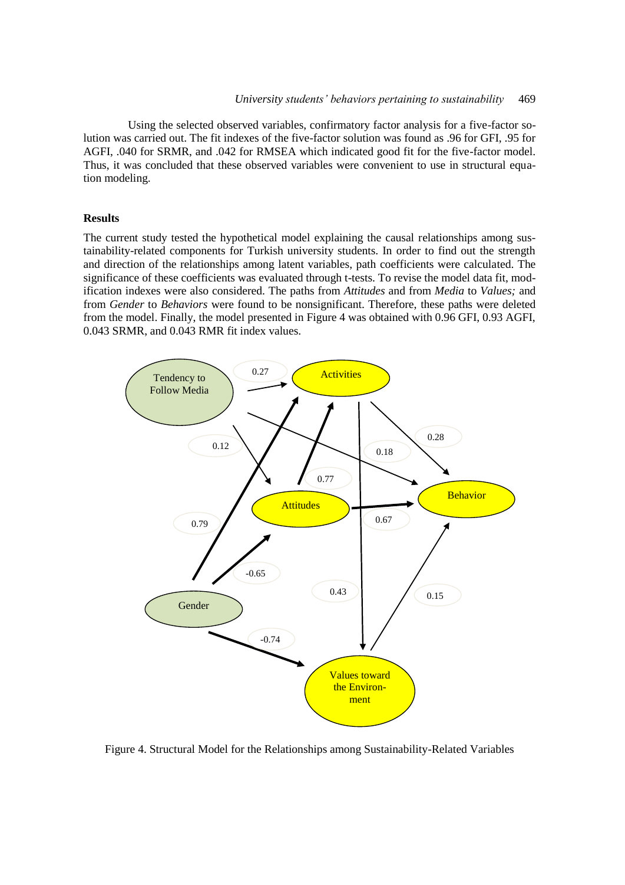Using the selected observed variables, confirmatory factor analysis for a five-factor solution was carried out. The fit indexes of the five-factor solution was found as .96 for GFI, .95 for AGFI, .040 for SRMR, and .042 for RMSEA which indicated good fit for the five-factor model. Thus, it was concluded that these observed variables were convenient to use in structural equation modeling.

**Results**

The current study tested the hypothetical model explaining the causal relationships among sustainability-related components for Turkish university students. In order to find out the strength and direction of the relationships among latent variables, path coefficients were calculated. The significance of these coefficients was evaluated through t-tests. To revise the model data fit, modification indexes were also considered. The paths from *Attitudes* and from *Media* to *Values;* and from *Gender* to *Behaviors* were found to be nonsignificant. Therefore, these paths were deleted from the model. Finally, the model presented in Figure 4 was obtained with 0.96 GFI, 0.93 AGFI, 0.043 SRMR, and 0.043 RMR fit index values.

Figure 4. Structural Model for the Relationships among Sustainability-Related Variables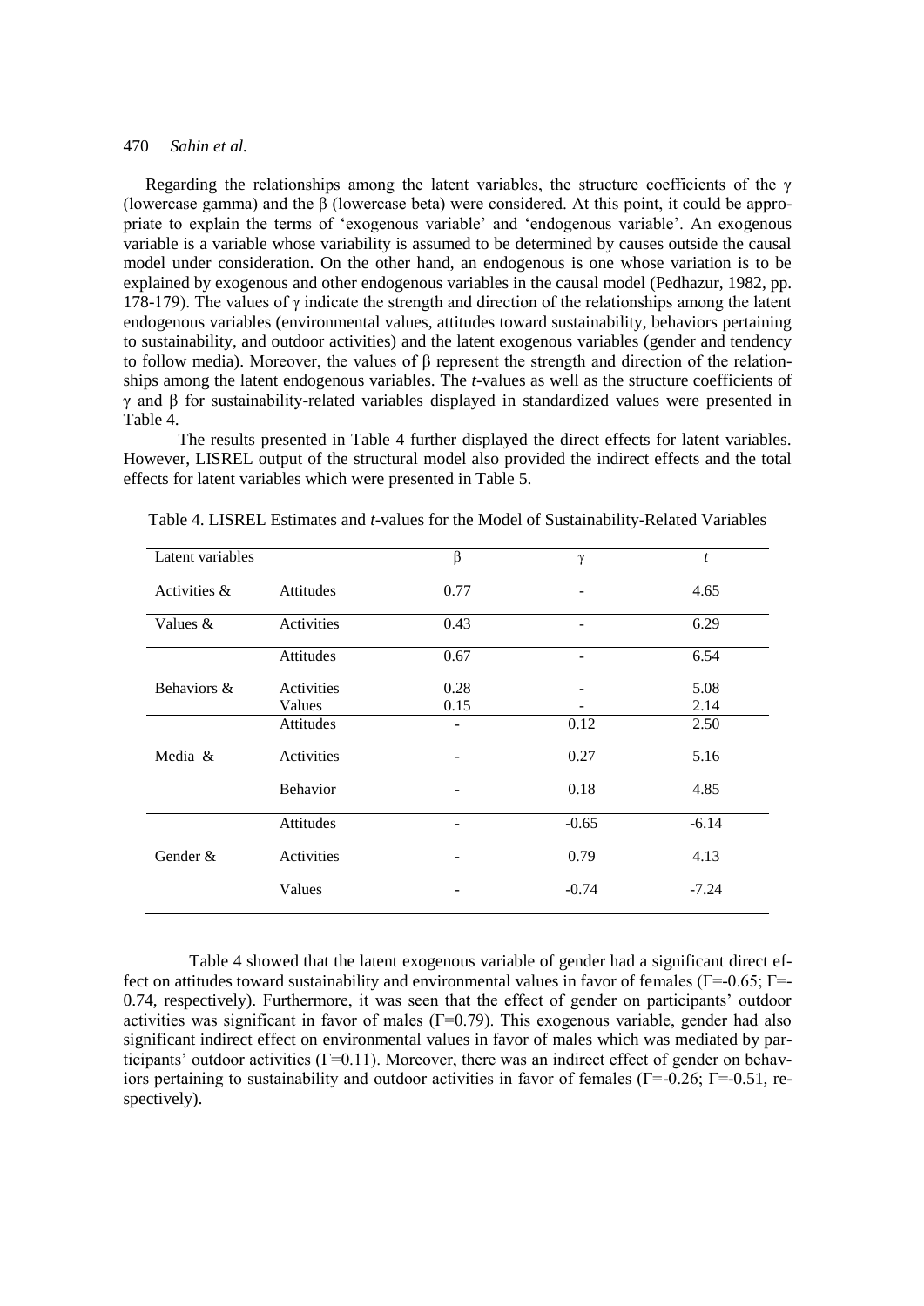Regarding the relationships among the latent variables, the structure coefficients of the γ (lowercase gamma) and the β (lowercase beta) were considered. At this point, it could be appropriate to explain the terms of 'exogenous variable' and 'endogenous variable'. An exogenous variable is a variable whose variability is assumed to be determined by causes outside the causal model under consideration. On the other hand, an endogenous is one whose variation is to be explained by exogenous and other endogenous variables in the causal model (Pedhazur, 1982, pp. 178-179). The values of γ indicate the strength and direction of the relationships among the latent endogenous variables (environmental values, attitudes toward sustainability, behaviors pertaining to sustainability, and outdoor activities) and the latent exogenous variables (gender and tendency to follow media). Moreover, the values of β represent the strength and direction of the relationships among the latent endogenous variables. The *t*-values as well as the structure coefficients of γ and β for sustainability-related variables displayed in standardized values were presented in Table 4.

The results presented in Table 4 further displayed the direct effects for latent variables. However, LISREL output of the structural model also provided the indirect effects and the total effects for latent variables which were presented in Table 5.

Table 4. LISREL Estimates and *t*-values for the Model of Sustainability-Related Variables

| Latent variables | | β | γ | *t* |
|---|---|---|---|---|
| Activities & | Attitudes | 0.77 | - | 4.65 |
| Values & | Activities | 0.43 | - | 6.29 |
| | Attitudes | 0.67 | - | 6.54 |
| Behaviors & | Activities | 0.28 | - | 5.08 |
| | Values | 0.15 | - | 2.14 |
| | Attitudes | - | 0.12 | 2.50 |
| Media & | Activities | - | 0.27 | 5.16 |
| | Behavior | - | 0.18 | 4.85 |
| | Attitudes | - | -0.65 | -6.14 |
| Gender & | Activities | - | 0.79 | 4.13 |
| | Values | - | -0.74 | -7.24 |

Table 4 showed that the latent exogenous variable of gender had a significant direct effect on attitudes toward sustainability and environmental values in favor of females (Γ=-0.65; Γ=-0.74, respectively). Furthermore, it was seen that the effect of gender on participants' outdoor activities was significant in favor of males (Γ=0.79). This exogenous variable, gender had also significant indirect effect on environmental values in favor of males which was mediated by participants' outdoor activities (Γ=0.11). Moreover, there was an indirect effect of gender on behaviors pertaining to sustainability and outdoor activities in favor of females (Γ=-0.26; Γ=-0.51, respectively).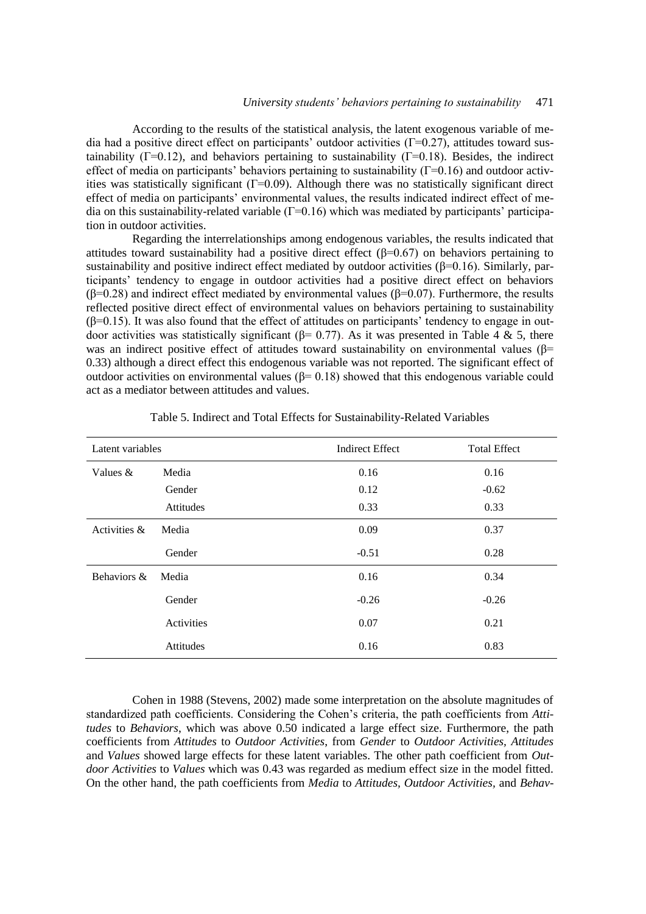According to the results of the statistical analysis, the latent exogenous variable of media had a positive direct effect on participants' outdoor activities ($\Gamma$=0.27), attitudes toward sustainability ($\Gamma$=0.12), and behaviors pertaining to sustainability ($\Gamma$=0.18). Besides, the indirect effect of media on participants' behaviors pertaining to sustainability ($\Gamma$=0.16) and outdoor activities was statistically significant ($\Gamma$=0.09). Although there was no statistically significant direct effect of media on participants' environmental values, the results indicated indirect effect of media on this sustainability-related variable ($\Gamma$=0.16) which was mediated by participants' participation in outdoor activities.

Regarding the interrelationships among endogenous variables, the results indicated that attitudes toward sustainability had a positive direct effect ($\beta$=0.67) on behaviors pertaining to sustainability and positive indirect effect mediated by outdoor activities ($\beta$=0.16). Similarly, participants' tendency to engage in outdoor activities had a positive direct effect on behaviors ($\beta$=0.28) and indirect effect mediated by environmental values ($\beta$=0.07). Furthermore, the results reflected positive direct effect of environmental values on behaviors pertaining to sustainability ($\beta$=0.15). It was also found that the effect of attitudes on participants' tendency to engage in outdoor activities was statistically significant ($\beta$= 0.77). As it was presented in Table 4 & 5, there was an indirect positive effect of attitudes toward sustainability on environmental values ($\beta$= 0.33) although a direct effect this endogenous variable was not reported. The significant effect of outdoor activities on environmental values ($\beta$= 0.18) showed that this endogenous variable could act as a mediator between attitudes and values.

Table 5. Indirect and Total Effects for Sustainability-Related Variables

| Latent variables | | Indirect Effect | Total Effect |
|---|---|---|---|
| Values & | Media | 0.16 | 0.16 |
| | Gender | 0.12 | -0.62 |
| | Attitudes | 0.33 | 0.33 |
| Activities & | Media | 0.09 | 0.37 |
| | Gender | -0.51 | 0.28 |
| Behaviors & | Media | 0.16 | 0.34 |
| | Gender | -0.26 | -0.26 |
| | Activities | 0.07 | 0.21 |
| | Attitudes | 0.16 | 0.83 |

Cohen in 1988 (Stevens, 2002) made some interpretation on the absolute magnitudes of standardized path coefficients. Considering the Cohen's criteria, the path coefficients from *Attitudes* to *Behaviors*, which was above 0.50 indicated a large effect size. Furthermore, the path coefficients from *Attitudes* to *Outdoor Activities*, from *Gender* to *Outdoor Activities*, *Attitudes* and *Values* showed large effects for these latent variables. The other path coefficient from *Outdoor Activities* to *Values* which was 0.43 was regarded as medium effect size in the model fitted. On the other hand, the path coefficients from *Media* to *Attitudes, Outdoor Activities,* and *Behav-*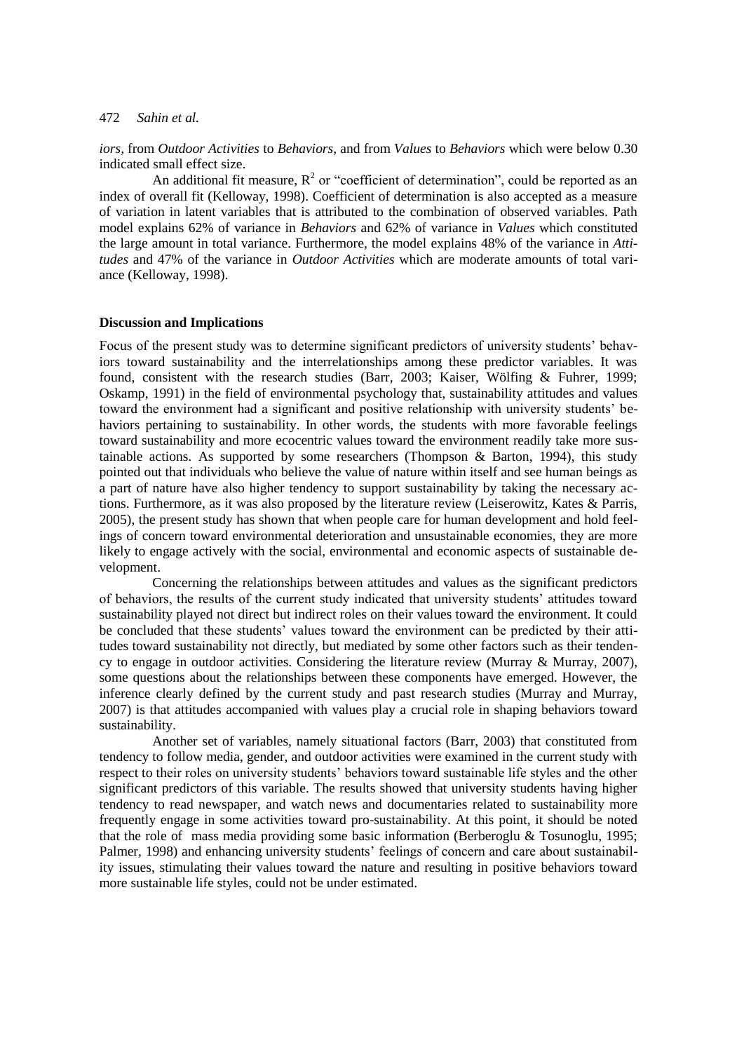*iors,* from *Outdoor Activities* to *Behaviors,* and from *Values* to *Behaviors* which were below 0.30 indicated small effect size.

An additional fit measure, $R^2$ or "coefficient of determination", could be reported as an index of overall fit (Kelloway, 1998). Coefficient of determination is also accepted as a measure of variation in latent variables that is attributed to the combination of observed variables. Path model explains 62% of variance in *Behaviors* and 62% of variance in *Values* which constituted the large amount in total variance. Furthermore, the model explains 48% of the variance in *Attitudes* and 47% of the variance in *Outdoor Activities* which are moderate amounts of total variance (Kelloway, 1998).

**Discussion and Implications**

Focus of the present study was to determine significant predictors of university students' behaviors toward sustainability and the interrelationships among these predictor variables. It was found, consistent with the research studies (Barr, 2003; Kaiser, Wölfing & Fuhrer, 1999; Oskamp, 1991) in the field of environmental psychology that, sustainability attitudes and values toward the environment had a significant and positive relationship with university students' behaviors pertaining to sustainability. In other words, the students with more favorable feelings toward sustainability and more ecocentric values toward the environment readily take more sustainable actions. As supported by some researchers (Thompson & Barton, 1994), this study pointed out that individuals who believe the value of nature within itself and see human beings as a part of nature have also higher tendency to support sustainability by taking the necessary actions. Furthermore, as it was also proposed by the literature review (Leiserowitz, Kates & Parris, 2005), the present study has shown that when people care for human development and hold feelings of concern toward environmental deterioration and unsustainable economies, they are more likely to engage actively with the social, environmental and economic aspects of sustainable development.

Concerning the relationships between attitudes and values as the significant predictors of behaviors, the results of the current study indicated that university students' attitudes toward sustainability played not direct but indirect roles on their values toward the environment. It could be concluded that these students' values toward the environment can be predicted by their attitudes toward sustainability not directly, but mediated by some other factors such as their tendency to engage in outdoor activities. Considering the literature review (Murray & Murray, 2007), some questions about the relationships between these components have emerged. However, the inference clearly defined by the current study and past research studies (Murray and Murray, 2007) is that attitudes accompanied with values play a crucial role in shaping behaviors toward sustainability.

Another set of variables, namely situational factors (Barr, 2003) that constituted from tendency to follow media, gender, and outdoor activities were examined in the current study with respect to their roles on university students' behaviors toward sustainable life styles and the other significant predictors of this variable. The results showed that university students having higher tendency to read newspaper, and watch news and documentaries related to sustainability more frequently engage in some activities toward pro-sustainability. At this point, it should be noted that the role of mass media providing some basic information (Berberoglu & Tosunoglu, 1995; Palmer, 1998) and enhancing university students' feelings of concern and care about sustainability issues, stimulating their values toward the nature and resulting in positive behaviors toward more sustainable life styles, could not be under estimated.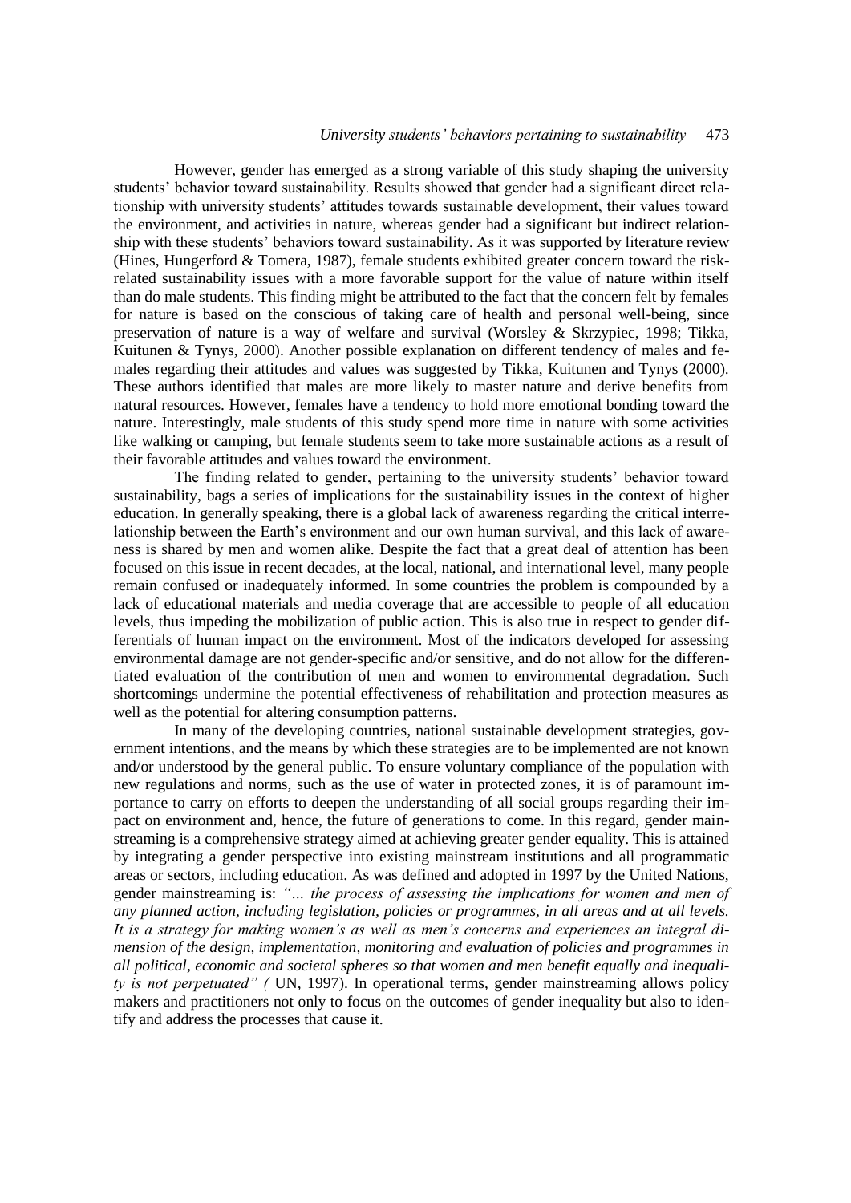However, gender has emerged as a strong variable of this study shaping the university students' behavior toward sustainability. Results showed that gender had a significant direct relationship with university students' attitudes towards sustainable development, their values toward the environment, and activities in nature, whereas gender had a significant but indirect relationship with these students' behaviors toward sustainability. As it was supported by literature review (Hines, Hungerford & Tomera, 1987), female students exhibited greater concern toward the risk-related sustainability issues with a more favorable support for the value of nature within itself than do male students. This finding might be attributed to the fact that the concern felt by females for nature is based on the conscious of taking care of health and personal well-being, since preservation of nature is a way of welfare and survival (Worsley & Skrzypiec, 1998; Tikka, Kuitunen & Tynys, 2000). Another possible explanation on different tendency of males and females regarding their attitudes and values was suggested by Tikka, Kuitunen and Tynys (2000). These authors identified that males are more likely to master nature and derive benefits from natural resources. However, females have a tendency to hold more emotional bonding toward the nature. Interestingly, male students of this study spend more time in nature with some activities like walking or camping, but female students seem to take more sustainable actions as a result of their favorable attitudes and values toward the environment.

The finding related to gender, pertaining to the university students' behavior toward sustainability, bags a series of implications for the sustainability issues in the context of higher education. In generally speaking, there is a global lack of awareness regarding the critical interrelationship between the Earth's environment and our own human survival, and this lack of awareness is shared by men and women alike. Despite the fact that a great deal of attention has been focused on this issue in recent decades, at the local, national, and international level, many people remain confused or inadequately informed. In some countries the problem is compounded by a lack of educational materials and media coverage that are accessible to people of all education levels, thus impeding the mobilization of public action. This is also true in respect to gender differentials of human impact on the environment. Most of the indicators developed for assessing environmental damage are not gender-specific and/or sensitive, and do not allow for the differentiated evaluation of the contribution of men and women to environmental degradation. Such shortcomings undermine the potential effectiveness of rehabilitation and protection measures as well as the potential for altering consumption patterns.

In many of the developing countries, national sustainable development strategies, government intentions, and the means by which these strategies are to be implemented are not known and/or understood by the general public. To ensure voluntary compliance of the population with new regulations and norms, such as the use of water in protected zones, it is of paramount importance to carry on efforts to deepen the understanding of all social groups regarding their impact on environment and, hence, the future of generations to come. In this regard, gender mainstreaming is a comprehensive strategy aimed at achieving greater gender equality. This is attained by integrating a gender perspective into existing mainstream institutions and all programmatic areas or sectors, including education. As was defined and adopted in 1997 by the United Nations, gender mainstreaming is: *"… the process of assessing the implications for women and men of any planned action, including legislation, policies or programmes, in all areas and at all levels. It is a strategy for making women's as well as men's concerns and experiences an integral dimension of the design, implementation, monitoring and evaluation of policies and programmes in all political, economic and societal spheres so that women and men benefit equally and inequality is not perpetuated" (* UN, 1997). In operational terms, gender mainstreaming allows policy makers and practitioners not only to focus on the outcomes of gender inequality but also to identify and address the processes that cause it.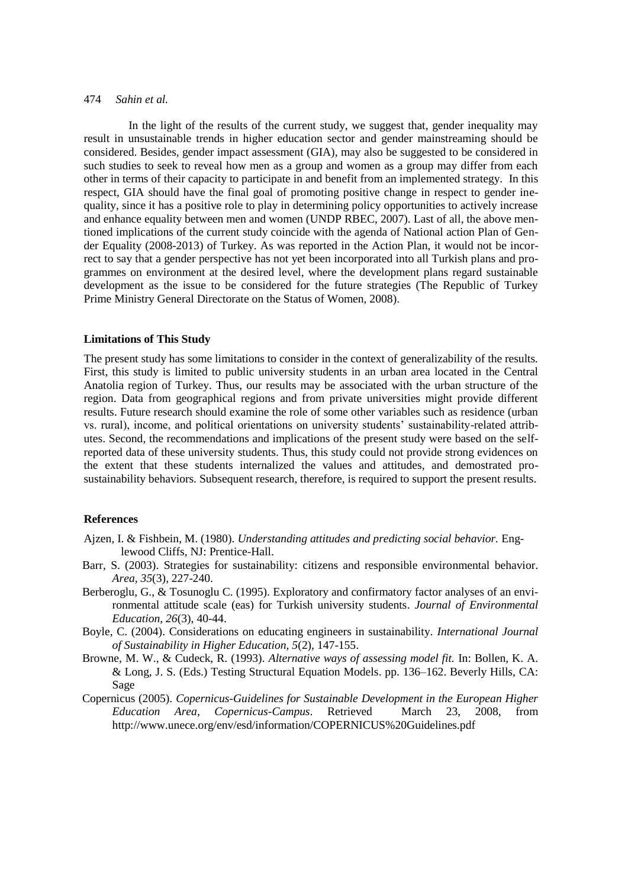In the light of the results of the current study, we suggest that, gender inequality may result in unsustainable trends in higher education sector and gender mainstreaming should be considered. Besides, gender impact assessment (GIA), may also be suggested to be considered in such studies to seek to reveal how men as a group and women as a group may differ from each other in terms of their capacity to participate in and benefit from an implemented strategy. In this respect, GIA should have the final goal of promoting positive change in respect to gender inequality, since it has a positive role to play in determining policy opportunities to actively increase and enhance equality between men and women (UNDP RBEC, 2007). Last of all, the above mentioned implications of the current study coincide with the agenda of National action Plan of Gender Equality (2008-2013) of Turkey. As was reported in the Action Plan, it would not be incorrect to say that a gender perspective has not yet been incorporated into all Turkish plans and programmes on environment at the desired level, where the development plans regard sustainable development as the issue to be considered for the future strategies (The Republic of Turkey Prime Ministry General Directorate on the Status of Women, 2008).

### Limitations of This Study

The present study has some limitations to consider in the context of generalizability of the results. First, this study is limited to public university students in an urban area located in the Central Anatolia region of Turkey. Thus, our results may be associated with the urban structure of the region. Data from geographical regions and from private universities might provide different results. Future research should examine the role of some other variables such as residence (urban vs. rural), income, and political orientations on university students' sustainability-related attributes. Second, the recommendations and implications of the present study were based on the self-reported data of these university students. Thus, this study could not provide strong evidences on the extent that these students internalized the values and attitudes, and demostrated pro-sustainability behaviors. Subsequent research, therefore, is required to support the present results.

### References

Ajzen, I. & Fishbein, M. (1980). *Understanding attitudes and predicting social behavior.* Englewood Cliffs, NJ: Prentice-Hall.

Barr, S. (2003). Strategies for sustainability: citizens and responsible environmental behavior. *Area*, *35*(3), 227-240.

Berberoglu, G., & Tosunoglu C. (1995). Exploratory and confirmatory factor analyses of an environmental attitude scale (eas) for Turkish university students. *Journal of Environmental Education, 26*(3), 40-44.

Boyle, C. (2004). Considerations on educating engineers in sustainability. *International Journal of Sustainability in Higher Education, 5*(2), 147-155.

Browne, M. W., & Cudeck, R. (1993). *Alternative ways of assessing model fit.* In: Bollen, K. A. & Long, J. S. (Eds.) Testing Structural Equation Models. pp. 136–162. Beverly Hills, CA: Sage

Copernicus (2005). *Copernicus-Guidelines for Sustainable Development in the European Higher Education Area, Copernicus-Campus*. Retrieved March 23, 2008, from http://www.unece.org/env/esd/information/COPERNICUS%20Guidelines.pdf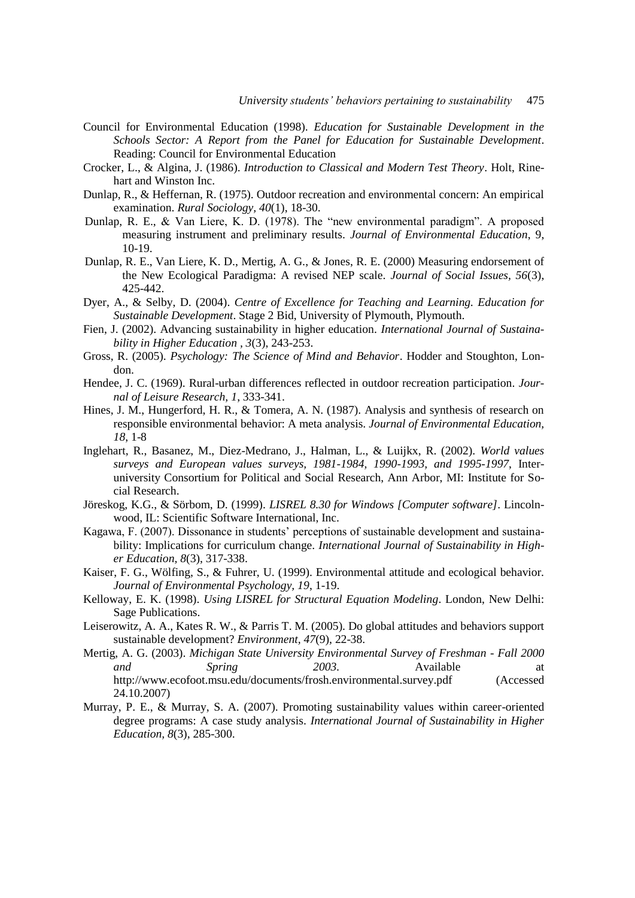Council for Environmental Education (1998). *Education for Sustainable Development in the Schools Sector: A Report from the Panel for Education for Sustainable Development*. Reading: Council for Environmental Education

Crocker, L., & Algina, J. (1986). *Introduction to Classical and Modern Test Theory*. Holt, Rinehart and Winston Inc.

Dunlap, R., & Heffernan, R. (1975). Outdoor recreation and environmental concern: An empirical examination. *Rural Sociology, 40*(1), 18-30.

Dunlap, R. E., & Van Liere, K. D. (1978). The "new environmental paradigm". A proposed measuring instrument and preliminary results. *Journal of Environmental Education*, 9, 10-19.

Dunlap, R. E., Van Liere, K. D., Mertig, A. G., & Jones, R. E. (2000) Measuring endorsement of the New Ecological Paradigma: A revised NEP scale. *Journal of Social Issues, 56*(3), 425-442.

Dyer, A., & Selby, D. (2004). *Centre of Excellence for Teaching and Learning. Education for Sustainable Development*. Stage 2 Bid, University of Plymouth, Plymouth.

Fien, J. (2002). Advancing sustainability in higher education. *International Journal of Sustainability in Higher Education , 3*(3), 243-253.

Gross, R. (2005). *Psychology: The Science of Mind and Behavior*. Hodder and Stoughton, London.

Hendee, J. C. (1969). Rural-urban differences reflected in outdoor recreation participation. *Journal of Leisure Research, 1*, 333-341.

Hines, J. M., Hungerford, H. R., & Tomera, A. N. (1987). Analysis and synthesis of research on responsible environmental behavior: A meta analysis. *Journal of Environmental Education*, *18*, 1-8

Inglehart, R., Basanez, M., Diez-Medrano, J., Halman, L., & Luijkx, R. (2002). *World values surveys and European values surveys, 1981-1984, 1990-1993, and 1995-1997*, Inter-university Consortium for Political and Social Research, Ann Arbor, MI: Institute for Social Research.

Jöreskog, K.G., & Sörbom, D. (1999). *LISREL 8.30 for Windows [Computer software]*. Lincolnwood, IL: Scientific Software International, Inc.

Kagawa, F. (2007). Dissonance in students' perceptions of sustainable development and sustainability: Implications for curriculum change. *International Journal of Sustainability in Higher Education, 8*(3), 317-338.

Kaiser, F. G., Wölfing, S., & Fuhrer, U. (1999). Environmental attitude and ecological behavior. *Journal of Environmental Psychology, 19*, 1-19.

Kelloway, E. K. (1998). *Using LISREL for Structural Equation Modeling*. London, New Delhi: Sage Publications.

Leiserowitz, A. A., Kates R. W., & Parris T. M. (2005). Do global attitudes and behaviors support sustainable development? *Environment, 47*(9), 22-38.

Mertig, A. G. (2003). *Michigan State University Environmental Survey of Freshman - Fall 2000 and Spring 2003*. Available at http://www.ecofoot.msu.edu/documents/frosh.environmental.survey.pdf (Accessed 24.10.2007)

Murray, P. E., & Murray, S. A. (2007). Promoting sustainability values within career-oriented degree programs: A case study analysis. *International Journal of Sustainability in Higher Education, 8*(3), 285-300.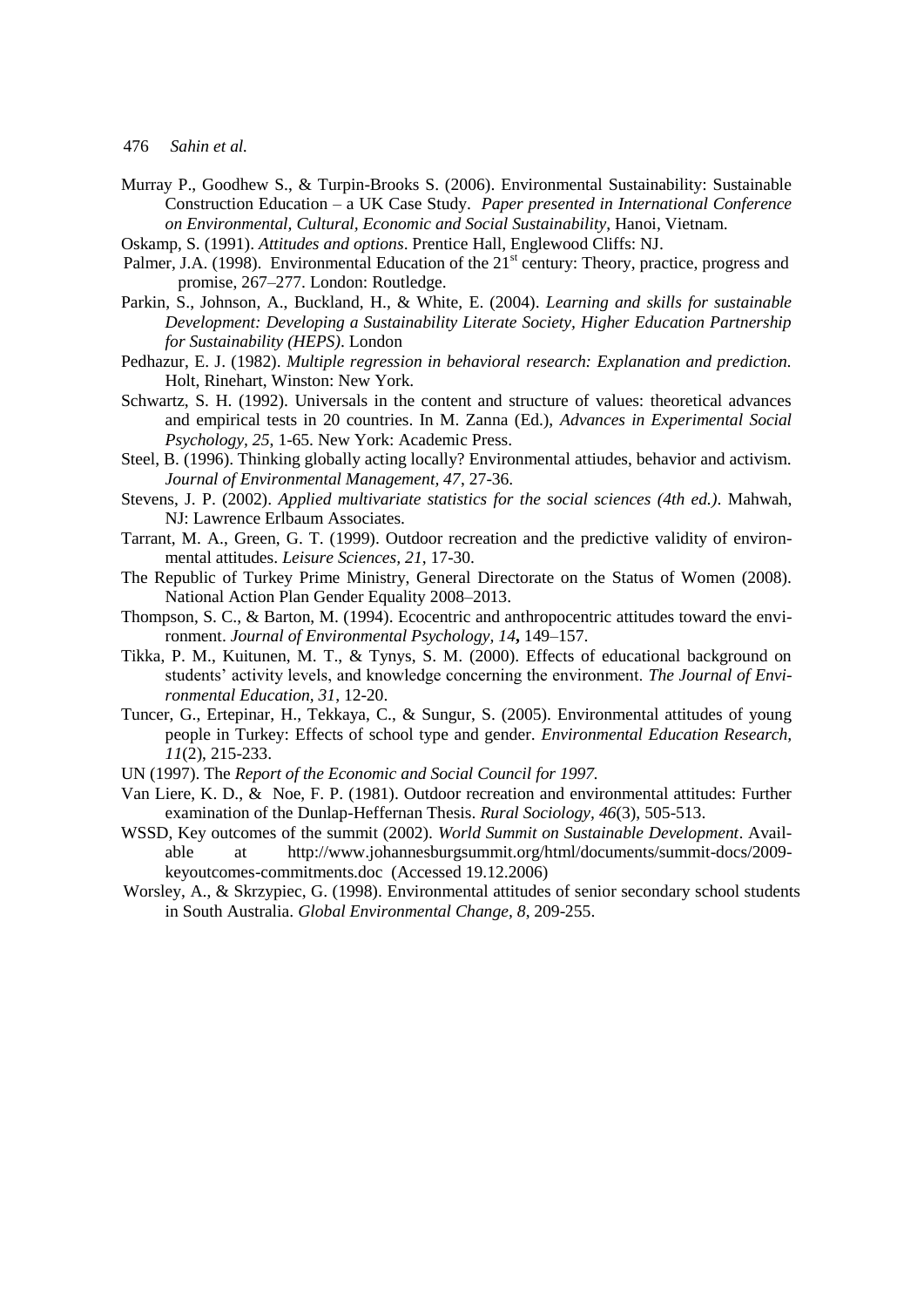Murray P., Goodhew S., & Turpin-Brooks S. (2006). Environmental Sustainability: Sustainable Construction Education – a UK Case Study. *Paper presented in International Conference on Environmental, Cultural, Economic and Social Sustainability*, Hanoi, Vietnam.

Oskamp, S. (1991). *Attitudes and options*. Prentice Hall, Englewood Cliffs: NJ.

Palmer, J.A. (1998). Environmental Education of the 21[st] century: Theory, practice, progress and promise, 267–277. London: Routledge.

Parkin, S., Johnson, A., Buckland, H., & White, E. (2004). *Learning and skills for sustainable Development: Developing a Sustainability Literate Society, Higher Education Partnership for Sustainability (HEPS)*. London

Pedhazur, E. J. (1982). *Multiple regression in behavioral research: Explanation and prediction.* Holt, Rinehart, Winston: New York.

Schwartz, S. H. (1992). Universals in the content and structure of values: theoretical advances and empirical tests in 20 countries. In M. Zanna (Ed.), *Advances in Experimental Social Psychology, 25*, 1-65. New York: Academic Press.

Steel, B. (1996). Thinking globally acting locally? Environmental attiudes, behavior and activism. *Journal of Environmental Management, 47*, 27-36.

Stevens, J. P. (2002). *Applied multivariate statistics for the social sciences (4th ed.)*. Mahwah, NJ: Lawrence Erlbaum Associates.

Tarrant, M. A., Green, G. T. (1999). Outdoor recreation and the predictive validity of environmental attitudes. *Leisure Sciences, 21*, 17-30.

The Republic of Turkey Prime Ministry, General Directorate on the Status of Women (2008). National Action Plan Gender Equality 2008–2013.

Thompson, S. C., & Barton, M. (1994). Ecocentric and anthropocentric attitudes toward the environment. *Journal of Environmental Psychology, 14***,** 149–157.

Tikka, P. M., Kuitunen, M. T., & Tynys, S. M. (2000). Effects of educational background on students' activity levels, and knowledge concerning the environment. *The Journal of Environmental Education, 31*, 12-20.

Tuncer, G., Ertepinar, H., Tekkaya, C., & Sungur, S. (2005). Environmental attitudes of young people in Turkey: Effects of school type and gender. *Environmental Education Research, 11*(2), 215-233.

UN (1997). The *Report of the Economic and Social Council for 1997.*

Van Liere, K. D., & Noe, F. P. (1981). Outdoor recreation and environmental attitudes: Further examination of the Dunlap-Heffernan Thesis. *Rural Sociology, 46*(3), 505-513.

WSSD, Key outcomes of the summit (2002). *World Summit on Sustainable Development*. Available at http://www.johannesburgsummit.org/html/documents/summit-docs/2009-keyoutcomes-commitments.doc (Accessed 19.12.2006)

Worsley, A., & Skrzypiec, G. (1998). Environmental attitudes of senior secondary school students in South Australia. *Global Environmental Change, 8*, 209-255.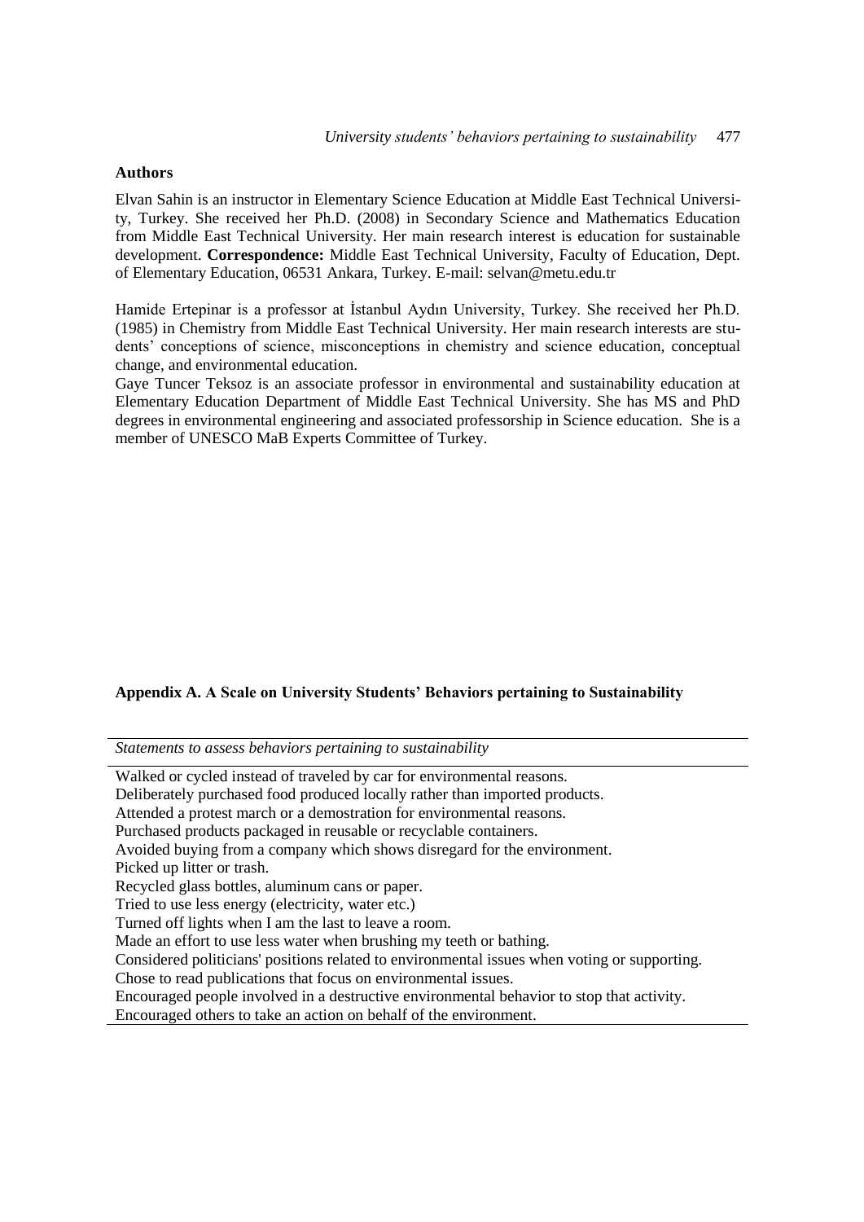### Authors

Elvan Sahin is an instructor in Elementary Science Education at Middle East Technical University, Turkey. She received her Ph.D. (2008) in Secondary Science and Mathematics Education from Middle East Technical University. Her main research interest is education for sustainable development. **Correspondence:** Middle East Technical University, Faculty of Education, Dept. of Elementary Education, 06531 Ankara, Turkey. E-mail: selvan@metu.edu.tr

Hamide Ertepinar is a professor at İstanbul Aydın University, Turkey. She received her Ph.D. (1985) in Chemistry from Middle East Technical University. Her main research interests are students' conceptions of science, misconceptions in chemistry and science education, conceptual change, and environmental education.

Gaye Tuncer Teksoz is an associate professor in environmental and sustainability education at Elementary Education Department of Middle East Technical University. She has MS and PhD degrees in environmental engineering and associated professorship in Science education. She is a member of UNESCO MaB Experts Committee of Turkey.

### Appendix A. A Scale on University Students' Behaviors pertaining to Sustainability

| *Statements to assess behaviors pertaining to sustainability* |
|---|
| Walked or cycled instead of traveled by car for environmental reasons. |
| Deliberately purchased food produced locally rather than imported products. |
| Attended a protest march or a demostration for environmental reasons. |
| Purchased products packaged in reusable or recyclable containers. |
| Avoided buying from a company which shows disregard for the environment. |
| Picked up litter or trash. |
| Recycled glass bottles, aluminum cans or paper. |
| Tried to use less energy (electricity, water etc.) |
| Turned off lights when I am the last to leave a room. |
| Made an effort to use less water when brushing my teeth or bathing. |
| Considered politicians' positions related to environmental issues when voting or supporting. |
| Chose to read publications that focus on environmental issues. |
| Encouraged people involved in a destructive environmental behavior to stop that activity. |
| Encouraged others to take an action on behalf of the environment. |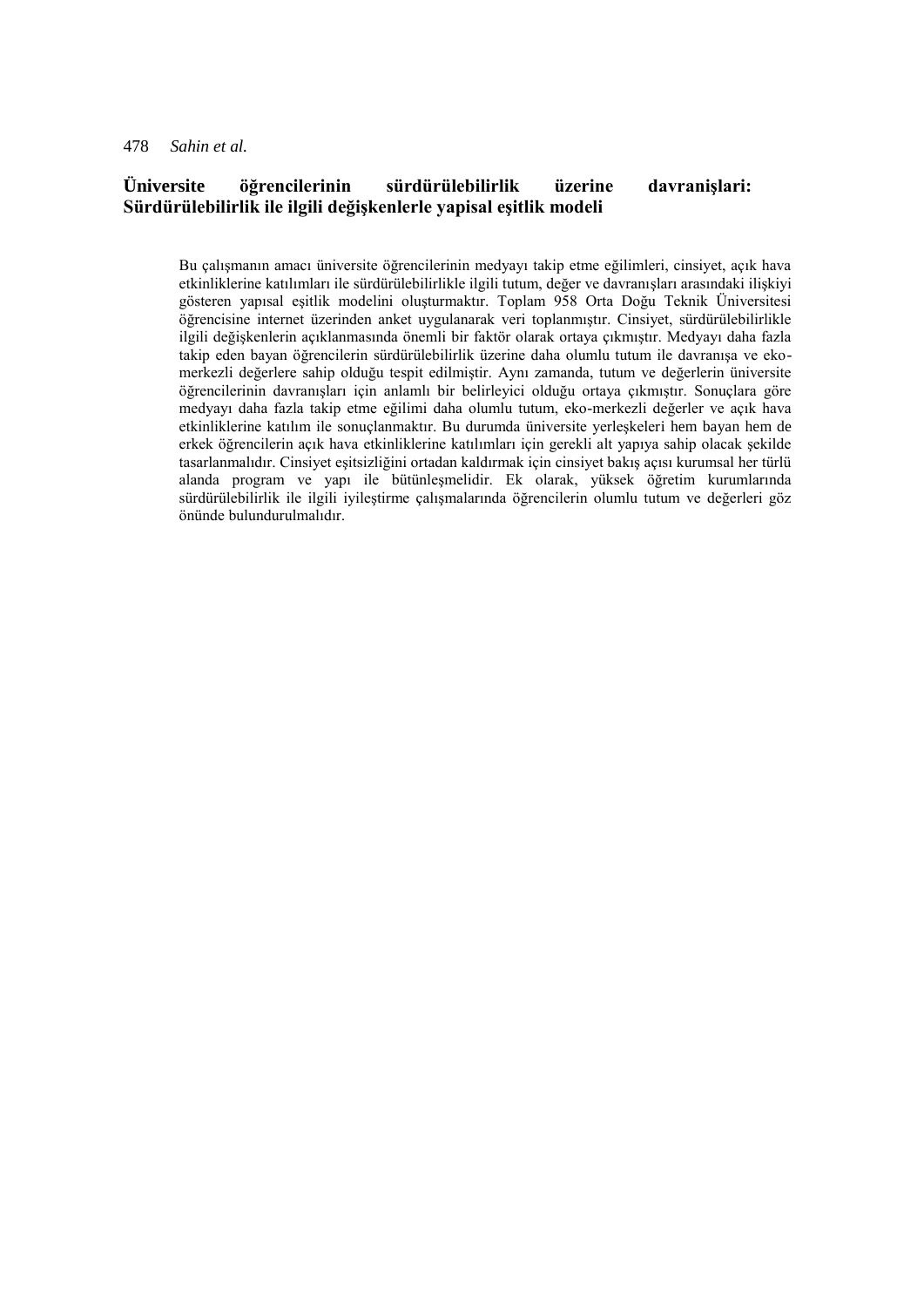## Üniversite öğrencilerinin sürdürülebilirlik üzerine davranişlari: Sürdürülebilirlik ile ilgili değişkenlerle yapisal eşitlik modeli

Bu çalışmanın amacı üniversite öğrencilerinin medyayı takip etme eğilimleri, cinsiyet, açık hava etkinliklerine katılımları ile sürdürülebilirlikle ilgili tutum, değer ve davranışları arasındaki ilişkiyi gösteren yapısal eşitlik modelini oluşturmaktır. Toplam 958 Orta Doğu Teknik Üniversitesi öğrencisine internet üzerinden anket uygulanarak veri toplanmıştır. Cinsiyet, sürdürülebilirlikle ilgili değişkenlerin açıklanmasında önemli bir faktör olarak ortaya çıkmıştır. Medyayı daha fazla takip eden bayan öğrencilerin sürdürülebilirlik üzerine daha olumlu tutum ile davranışa ve eko-merkezli değerlere sahip olduğu tespit edilmiştir. Aynı zamanda, tutum ve değerlerin üniversite öğrencilerinin davranışları için anlamlı bir belirleyici olduğu ortaya çıkmıştır. Sonuçlara göre medyayı daha fazla takip etme eğilimi daha olumlu tutum, eko-merkezli değerler ve açık hava etkinliklerine katılım ile sonuçlanmaktır. Bu durumda üniversite yerleşkeleri hem bayan hem de erkek öğrencilerin açık hava etkinliklerine katılımları için gerekli alt yapıya sahip olacak şekilde tasarlanmalıdır. Cinsiyet eşitsizliğini ortadan kaldırmak için cinsiyet bakış açısı kurumsal her türlü alanda program ve yapı ile bütünleşmelidir. Ek olarak, yüksek öğretim kurumlarında sürdürülebilirlik ile ilgili iyileştirme çalışmalarında öğrencilerin olumlu tutum ve değerleri göz önünde bulundurulmalıdır.